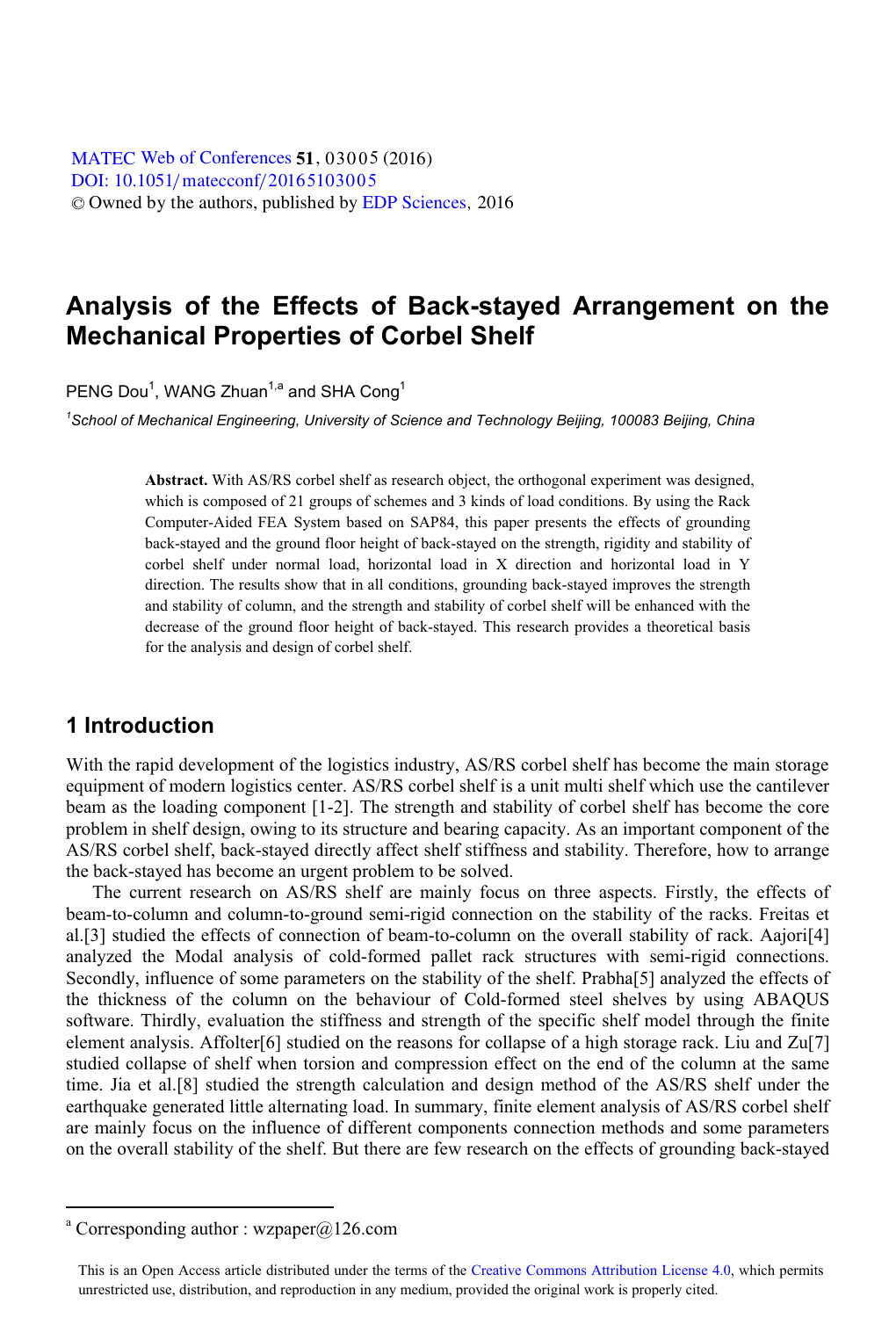# Analysis of the Effects of Back-stayed Arrangement on the Mechanical Properties of Corbel Shelf

PENG Dou[1], WANG Zhuan[1,a] and SHA Cong[1]

[1]*School of Mechanical Engineering, University of Science and Technology Beijing, 100083 Beijing, China*

**Abstract.** With AS/RS corbel shelf as research object, the orthogonal experiment was designed, which is composed of 21 groups of schemes and 3 kinds of load conditions. By using the Rack Computer-Aided FEA System based on SAP84, this paper presents the effects of grounding back-stayed and the ground floor height of back-stayed on the strength, rigidity and stability of corbel shelf under normal load, horizontal load in X direction and horizontal load in Y direction. The results show that in all conditions, grounding back-stayed improves the strength and stability of column, and the strength and stability of corbel shelf will be enhanced with the decrease of the ground floor height of back-stayed. This research provides a theoretical basis for the analysis and design of corbel shelf.

## 1 Introduction

With the rapid development of the logistics industry, AS/RS corbel shelf has become the main storage equipment of modern logistics center. AS/RS corbel shelf is a unit multi shelf which use the cantilever beam as the loading component [1-2]. The strength and stability of corbel shelf has become the core problem in shelf design, owing to its structure and bearing capacity. As an important component of the AS/RS corbel shelf, back-stayed directly affect shelf stiffness and stability. Therefore, how to arrange the back-stayed has become an urgent problem to be solved.

The current research on AS/RS shelf are mainly focus on three aspects. Firstly, the effects of beam-to-column and column-to-ground semi-rigid connection on the stability of the racks. Freitas et al.[3] studied the effects of connection of beam-to-column on the overall stability of rack. Aajori[4] analyzed the Modal analysis of cold-formed pallet rack structures with semi-rigid connections. Secondly, influence of some parameters on the stability of the shelf. Prabha[5] analyzed the effects of the thickness of the column on the behaviour of Cold-formed steel shelves by using ABAQUS software. Thirdly, evaluation the stiffness and strength of the specific shelf model through the finite element analysis. Affolter[6] studied on the reasons for collapse of a high storage rack. Liu and Zu[7] studied collapse of shelf when torsion and compression effect on the end of the column at the same time. Jia et al.[8] studied the strength calculation and design method of the AS/RS shelf under the earthquake generated little alternating load. In summary, finite element analysis of AS/RS corbel shelf are mainly focus on the influence of different components connection methods and some parameters on the overall stability of the shelf. But there are few research on the effects of grounding back-stayed

---

[a] Corresponding author : wzpaper@126.com

This is an Open Access article distributed under the terms of the Creative Commons Attribution License 4.0, which permits unrestricted use, distribution, and reproduction in any medium, provided the original work is properly cited.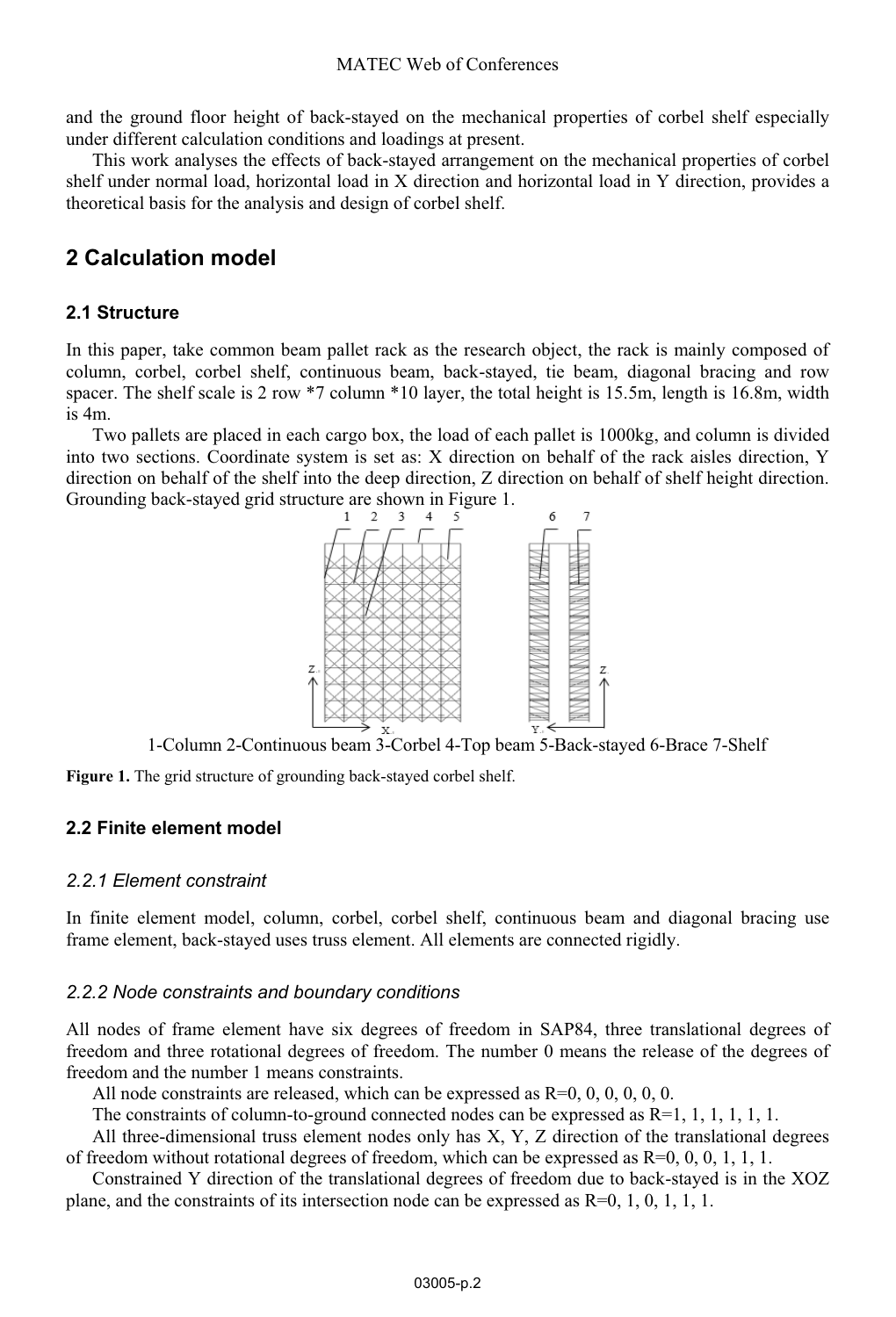and the ground floor height of back-stayed on the mechanical properties of corbel shelf especially under different calculation conditions and loadings at present.

This work analyses the effects of back-stayed arrangement on the mechanical properties of corbel shelf under normal load, horizontal load in X direction and horizontal load in Y direction, provides a theoretical basis for the analysis and design of corbel shelf.

## 2 Calculation model

### 2.1 Structure

In this paper, take common beam pallet rack as the research object, the rack is mainly composed of column, corbel, corbel shelf, continuous beam, back-stayed, tie beam, diagonal bracing and row spacer. The shelf scale is 2 row *7 column *10 layer, the total height is 15.5m, length is 16.8m, width is 4m.

Two pallets are placed in each cargo box, the load of each pallet is 1000kg, and column is divided into two sections. Coordinate system is set as: X direction on behalf of the rack aisles direction, Y direction on behalf of the shelf into the deep direction, Z direction on behalf of shelf height direction. Grounding back-stayed grid structure are shown in Figure 1.

1-Column 2-Continuous beam 3-Corbel 4-Top beam 5-Back-stayed 6-Brace 7-Shelf

**Figure 1.** The grid structure of grounding back-stayed corbel shelf.

### 2.2 Finite element model

#### *2.2.1 Element constraint*

In finite element model, column, corbel, corbel shelf, continuous beam and diagonal bracing use frame element, back-stayed uses truss element. All elements are connected rigidly.

#### *2.2.2 Node constraints and boundary conditions*

All nodes of frame element have six degrees of freedom in SAP84, three translational degrees of freedom and three rotational degrees of freedom. The number 0 means the release of the degrees of freedom and the number 1 means constraints.

All node constraints are released, which can be expressed as R=0, 0, 0, 0, 0, 0.

The constraints of column-to-ground connected nodes can be expressed as R=1, 1, 1, 1, 1, 1.

All three-dimensional truss element nodes only has X, Y, Z direction of the translational degrees of freedom without rotational degrees of freedom, which can be expressed as R=0, 0, 0, 1, 1, 1.

Constrained Y direction of the translational degrees of freedom due to back-stayed is in the XOZ plane, and the constraints of its intersection node can be expressed as R=0, 1, 0, 1, 1, 1.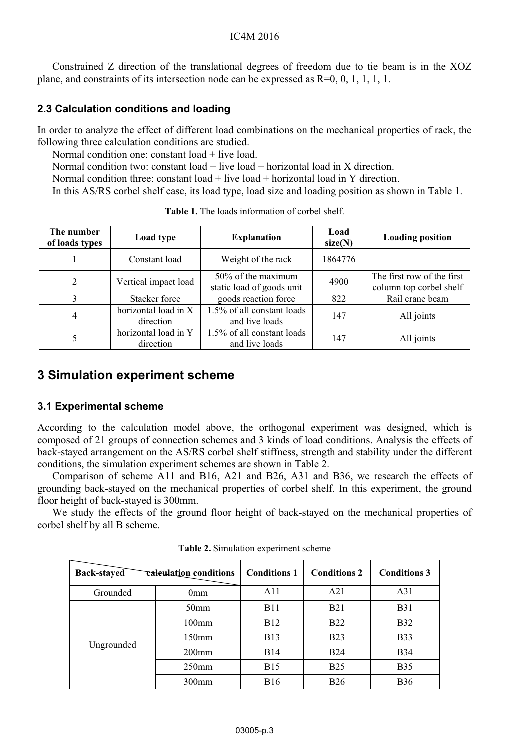Constrained Z direction of the translational degrees of freedom due to tie beam is in the XOZ plane, and constraints of its intersection node can be expressed as R=0, 0, 1, 1, 1, 1.

### 2.3 Calculation conditions and loading

In order to analyze the effect of different load combinations on the mechanical properties of rack, the following three calculation conditions are studied.

Normal condition one: constant load + live load.

Normal condition two: constant load + live load + horizontal load in X direction.

Normal condition three: constant load + live load + horizontal load in Y direction.

In this AS/RS corbel shelf case, its load type, load size and loading position as shown in Table 1.

**Table 1.** The loads information of corbel shelf.

| The number of loads types | Load type | Explanation | Load size(N) | Loading position |
|---|---|---|---|---|
| 1 | Constant load | Weight of the rack | 1864776 | |
| 2 | Vertical impact load | 50% of the maximum static load of goods unit | 4900 | The first row of the first column top corbel shelf |
| 3 | Stacker force | goods reaction force | 822 | Rail crane beam |
| 4 | horizontal load in X direction | 1.5% of all constant loads and live loads | 147 | All joints |
| 5 | horizontal load in Y direction | 1.5% of all constant loads and live loads | 147 | All joints |

## 3 Simulation experiment scheme

### 3.1 Experimental scheme

According to the calculation model above, the orthogonal experiment was designed, which is composed of 21 groups of connection schemes and 3 kinds of load conditions. Analysis the effects of back-stayed arrangement on the AS/RS corbel shelf stiffness, strength and stability under the different conditions, the simulation experiment schemes are shown in Table 2.

Comparison of scheme A11 and B16, A21 and B26, A31 and B36, we research the effects of grounding back-stayed on the mechanical properties of corbel shelf. In this experiment, the ground floor height of back-stayed is 300mm.

We study the effects of the ground floor height of back-stayed on the mechanical properties of corbel shelf by all B scheme.

**Table 2.** Simulation experiment scheme

| Back-stayed \ calculation conditions | | Conditions 1 | Conditions 2 | Conditions 3 |
|---|---|---|---|---|
| Grounded | 0mm | A11 | A21 | A31 |
| Ungrounded | 50mm | B11 | B21 | B31 |
| | 100mm | B12 | B22 | B32 |
| | 150mm | B13 | B23 | B33 |
| | 200mm | B14 | B24 | B34 |
| | 250mm | B15 | B25 | B35 |
| | 300mm | B16 | B26 | B36 |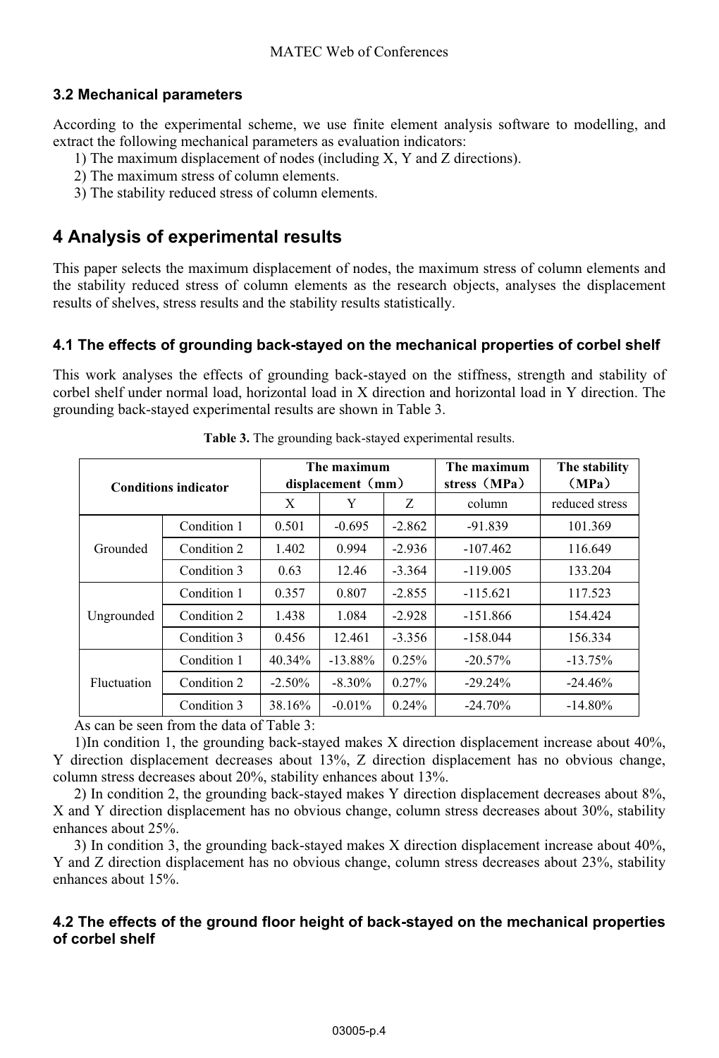### 3.2 Mechanical parameters

According to the experimental scheme, we use finite element analysis software to modelling, and extract the following mechanical parameters as evaluation indicators:

1) The maximum displacement of nodes (including X, Y and Z directions).
2) The maximum stress of column elements.
3) The stability reduced stress of column elements.

## 4 Analysis of experimental results

This paper selects the maximum displacement of nodes, the maximum stress of column elements and the stability reduced stress of column elements as the research objects, analyses the displacement results of shelves, stress results and the stability results statistically.

### 4.1 The effects of grounding back-stayed on the mechanical properties of corbel shelf

This work analyses the effects of grounding back-stayed on the stiffness, strength and stability of corbel shelf under normal load, horizontal load in X direction and horizontal load in Y direction. The grounding back-stayed experimental results are shown in Table 3.

**Table 3.** The grounding back-stayed experimental results.

| **Conditions indicator** | | **The maximum displacement（mm）** | | | **The maximum stress（MPa）** | **The stability（MPa）** |
|---|---|---|---|---|---|---|
| | | X | Y | Z | column | reduced stress |
| Grounded | Condition 1 | 0.501 | -0.695 | -2.862 | -91.839 | 101.369 |
| | Condition 2 | 1.402 | 0.994 | -2.936 | -107.462 | 116.649 |
| | Condition 3 | 0.63 | 12.46 | -3.364 | -119.005 | 133.204 |
| Ungrounded | Condition 1 | 0.357 | 0.807 | -2.855 | -115.621 | 117.523 |
| | Condition 2 | 1.438 | 1.084 | -2.928 | -151.866 | 154.424 |
| | Condition 3 | 0.456 | 12.461 | -3.356 | -158.044 | 156.334 |
| Fluctuation | Condition 1 | 40.34% | -13.88% | 0.25% | -20.57% | -13.75% |
| | Condition 2 | -2.50% | -8.30% | 0.27% | -29.24% | -24.46% |
| | Condition 3 | 38.16% | -0.01% | 0.24% | -24.70% | -14.80% |

As can be seen from the data of Table 3:

1)In condition 1, the grounding back-stayed makes X direction displacement increase about 40%, Y direction displacement decreases about 13%, Z direction displacement has no obvious change, column stress decreases about 20%, stability enhances about 13%.

2) In condition 2, the grounding back-stayed makes Y direction displacement decreases about 8%, X and Y direction displacement has no obvious change, column stress decreases about 30%, stability enhances about 25%.

3) In condition 3, the grounding back-stayed makes X direction displacement increase about 40%, Y and Z direction displacement has no obvious change, column stress decreases about 23%, stability enhances about 15%.

### 4.2 The effects of the ground floor height of back-stayed on the mechanical properties of corbel shelf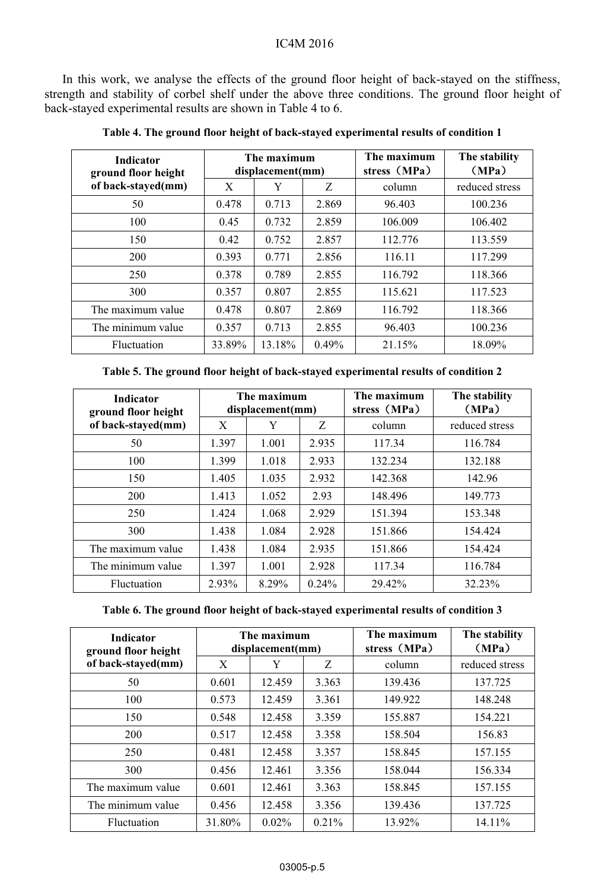In this work, we analyse the effects of the ground floor height of back-stayed on the stiffness, strength and stability of corbel shelf under the above three conditions. The ground floor height of back-stayed experimental results are shown in Table 4 to 6.

**Table 4. The ground floor height of back-stayed experimental results of condition 1**

| Indicator ground floor height of back-stayed(mm) | The maximum displacement(mm) | | | The maximum stress（MPa） | The stability（MPa） |
|---|---|---|---|---|---|
| | X | Y | Z | column | reduced stress |
| 50 | 0.478 | 0.713 | 2.869 | 96.403 | 100.236 |
| 100 | 0.45 | 0.732 | 2.859 | 106.009 | 106.402 |
| 150 | 0.42 | 0.752 | 2.857 | 112.776 | 113.559 |
| 200 | 0.393 | 0.771 | 2.856 | 116.11 | 117.299 |
| 250 | 0.378 | 0.789 | 2.855 | 116.792 | 118.366 |
| 300 | 0.357 | 0.807 | 2.855 | 115.621 | 117.523 |
| The maximum value | 0.478 | 0.807 | 2.869 | 116.792 | 118.366 |
| The minimum value | 0.357 | 0.713 | 2.855 | 96.403 | 100.236 |
| Fluctuation | 33.89% | 13.18% | 0.49% | 21.15% | 18.09% |

**Table 5. The ground floor height of back-stayed experimental results of condition 2**

| Indicator ground floor height of back-stayed(mm) | The maximum displacement(mm) | | | The maximum stress（MPa） | The stability（MPa） |
|---|---|---|---|---|---|
| | X | Y | Z | column | reduced stress |
| 50 | 1.397 | 1.001 | 2.935 | 117.34 | 116.784 |
| 100 | 1.399 | 1.018 | 2.933 | 132.234 | 132.188 |
| 150 | 1.405 | 1.035 | 2.932 | 142.368 | 142.96 |
| 200 | 1.413 | 1.052 | 2.93 | 148.496 | 149.773 |
| 250 | 1.424 | 1.068 | 2.929 | 151.394 | 153.348 |
| 300 | 1.438 | 1.084 | 2.928 | 151.866 | 154.424 |
| The maximum value | 1.438 | 1.084 | 2.935 | 151.866 | 154.424 |
| The minimum value | 1.397 | 1.001 | 2.928 | 117.34 | 116.784 |
| Fluctuation | 2.93% | 8.29% | 0.24% | 29.42% | 32.23% |

**Table 6. The ground floor height of back-stayed experimental results of condition 3**

| Indicator ground floor height of back-stayed(mm) | The maximum displacement(mm) | | | The maximum stress（MPa） | The stability（MPa） |
|---|---|---|---|---|---|
| | X | Y | Z | column | reduced stress |
| 50 | 0.601 | 12.459 | 3.363 | 139.436 | 137.725 |
| 100 | 0.573 | 12.459 | 3.361 | 149.922 | 148.248 |
| 150 | 0.548 | 12.458 | 3.359 | 155.887 | 154.221 |
| 200 | 0.517 | 12.458 | 3.358 | 158.504 | 156.83 |
| 250 | 0.481 | 12.458 | 3.357 | 158.845 | 157.155 |
| 300 | 0.456 | 12.461 | 3.356 | 158.044 | 156.334 |
| The maximum value | 0.601 | 12.461 | 3.363 | 158.845 | 157.155 |
| The minimum value | 0.456 | 12.458 | 3.356 | 139.436 | 137.725 |
| Fluctuation | 31.80% | 0.02% | 0.21% | 13.92% | 14.11% |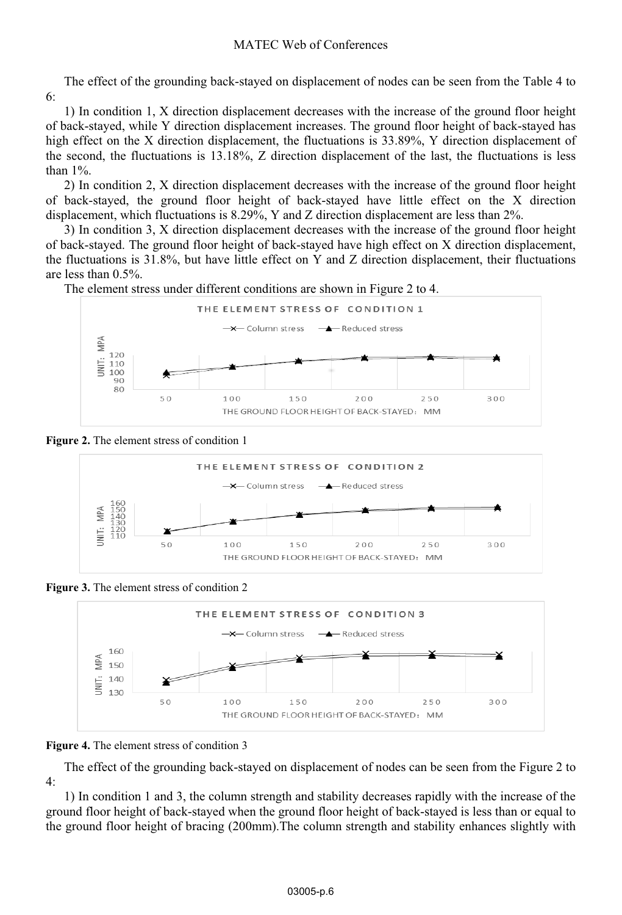The effect of the grounding back-stayed on displacement of nodes can be seen from the Table 4 to 6:

1) In condition 1, X direction displacement decreases with the increase of the ground floor height of back-stayed, while Y direction displacement increases. The ground floor height of back-stayed has high effect on the X direction displacement, the fluctuations is 33.89%, Y direction displacement of the second, the fluctuations is 13.18%, Z direction displacement of the last, the fluctuations is less than 1%.

2) In condition 2, X direction displacement decreases with the increase of the ground floor height of back-stayed, the ground floor height of back-stayed have little effect on the X direction displacement, which fluctuations is 8.29%, Y and Z direction displacement are less than 2%.

3) In condition 3, X direction displacement decreases with the increase of the ground floor height of back-stayed. The ground floor height of back-stayed have high effect on X direction displacement, the fluctuations is 31.8%, but have little effect on Y and Z direction displacement, their fluctuations are less than 0.5%.

The element stress under different conditions are shown in Figure 2 to 4.

**Figure 2.** The element stress of condition 1

**Figure 3.** The element stress of condition 2

**Figure 4.** The element stress of condition 3

The effect of the grounding back-stayed on displacement of nodes can be seen from the Figure 2 to 4:

1) In condition 1 and 3, the column strength and stability decreases rapidly with the increase of the ground floor height of back-stayed when the ground floor height of back-stayed is less than or equal to the ground floor height of bracing (200mm).The column strength and stability enhances slightly with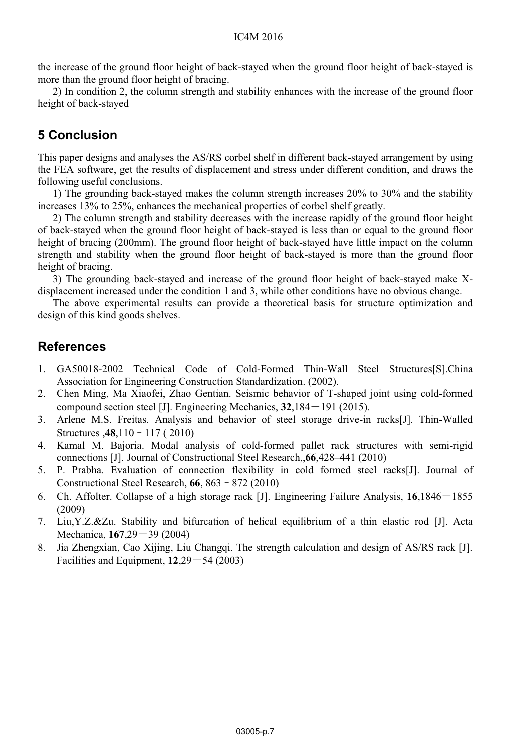the increase of the ground floor height of back-stayed when the ground floor height of back-stayed is more than the ground floor height of bracing.

2) In condition 2, the column strength and stability enhances with the increase of the ground floor height of back-stayed

## 5 Conclusion

This paper designs and analyses the AS/RS corbel shelf in different back-stayed arrangement by using the FEA software, get the results of displacement and stress under different condition, and draws the following useful conclusions.

1) The grounding back-stayed makes the column strength increases 20% to 30% and the stability increases 13% to 25%, enhances the mechanical properties of corbel shelf greatly.

2) The column strength and stability decreases with the increase rapidly of the ground floor height of back-stayed when the ground floor height of back-stayed is less than or equal to the ground floor height of bracing (200mm). The ground floor height of back-stayed have little impact on the column strength and stability when the ground floor height of back-stayed is more than the ground floor height of bracing.

3) The grounding back-stayed and increase of the ground floor height of back-stayed make X-displacement increased under the condition 1 and 3, while other conditions have no obvious change.

The above experimental results can provide a theoretical basis for structure optimization and design of this kind goods shelves.

## References

1. GA50018-2002 Technical Code of Cold-Formed Thin-Wall Steel Structures[S].China Association for Engineering Construction Standardization. (2002).
2. Chen Ming, Ma Xiaofei, Zhao Gentian. Seismic behavior of T-shaped joint using cold-formed compound section steel [J]. Engineering Mechanics, **32**,184－191 (2015).
3. Arlene M.S. Freitas. Analysis and behavior of steel storage drive-in racks[J]. Thin-Walled Structures ,**48**,110﹣117 ( 2010)
4. Kamal M. Bajoria. Modal analysis of cold-formed pallet rack structures with semi-rigid connections [J]. Journal of Constructional Steel Research,,**66**,428–441 (2010)
5. P. Prabha. Evaluation of connection flexibility in cold formed steel racks[J]. Journal of Constructional Steel Research, **66**, 863﹣872 (2010)
6. Ch. Affolter. Collapse of a high storage rack [J]. Engineering Failure Analysis, **16**,1846－1855 (2009)
7. Liu,Y.Z.&Zu. Stability and bifurcation of helical equilibrium of a thin elastic rod [J]. Acta Mechanica, **167**,29－39 (2004)
8. Jia Zhengxian, Cao Xijing, Liu Changqi. The strength calculation and design of AS/RS rack [J]. Facilities and Equipment, **12**,29－54 (2003)